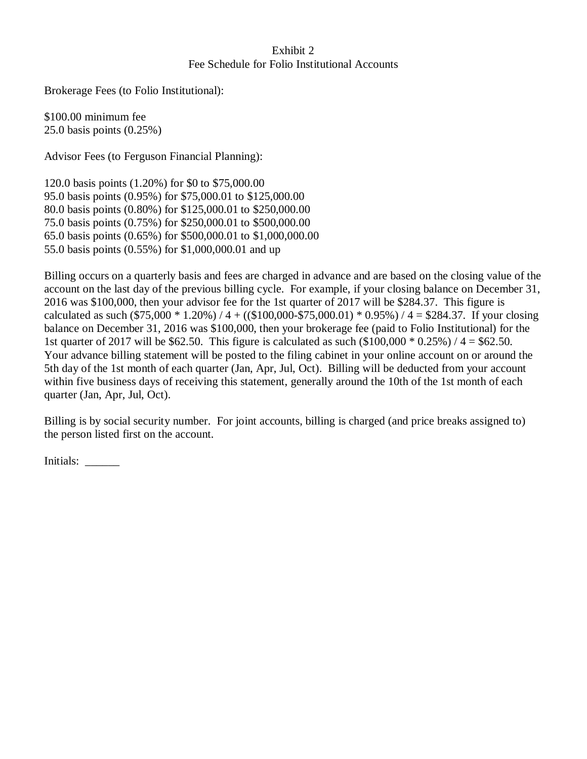# Exhibit 2
## Fee Schedule for Folio Institutional Accounts

Brokerage Fees (to Folio Institutional):

$100.00 minimum fee
25.0 basis points (0.25%)

Advisor Fees (to Ferguson Financial Planning):

120.0 basis points (1.20%) for $0 to $75,000.00
95.0 basis points (0.95%) for $75,000.01 to $125,000.00
80.0 basis points (0.80%) for $125,000.01 to $250,000.00
75.0 basis points (0.75%) for $250,000.01 to $500,000.00
65.0 basis points (0.65%) for $500,000.01 to $1,000,000.00
55.0 basis points (0.55%) for $1,000,000.01 and up

Billing occurs on a quarterly basis and fees are charged in advance and are based on the closing value of the account on the last day of the previous billing cycle. For example, if your closing balance on December 31, 2016 was $100,000, then your advisor fee for the 1st quarter of 2017 will be $284.37. This figure is calculated as such ($75,000 * 1.20%) / 4 + (($100,000-$75,000.01) * 0.95%) / 4 = $284.37. If your closing balance on December 31, 2016 was $100,000, then your brokerage fee (paid to Folio Institutional) for the 1st quarter of 2017 will be $62.50. This figure is calculated as such ($100,000 * 0.25%) / 4 = $62.50. Your advance billing statement will be posted to the filing cabinet in your online account on or around the 5th day of the 1st month of each quarter (Jan, Apr, Jul, Oct). Billing will be deducted from your account within five business days of receiving this statement, generally around the 10th of the 1st month of each quarter (Jan, Apr, Jul, Oct).

Billing is by social security number. For joint accounts, billing is charged (and price breaks assigned to) the person listed first on the account.

Initials: ______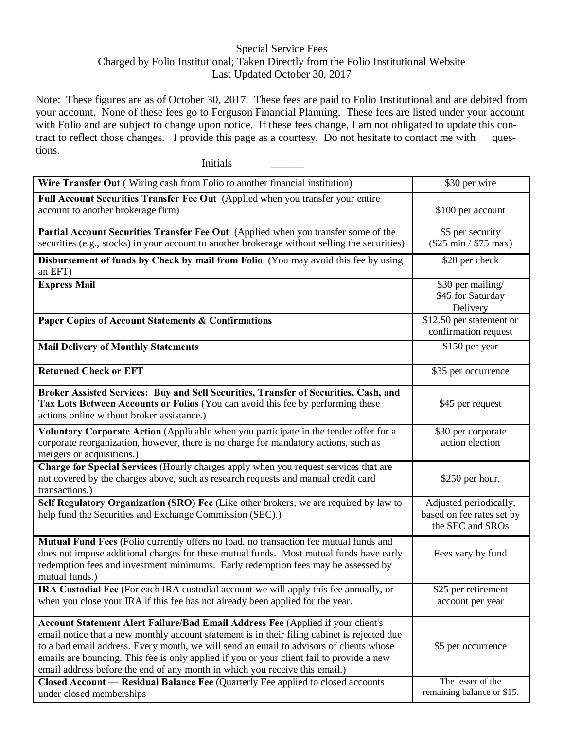Special Service Fees
Charged by Folio Institutional; Taken Directly from the Folio Institutional Website
Last Updated October 30, 2017

Note: These figures are as of October 30, 2017. These fees are paid to Folio Institutional and are debited from your account. None of these fees go to Ferguson Financial Planning. These fees are listed under your account with Folio and are subject to change upon notice. If these fees change, I am not obligated to update this contract to reflect those changes. I provide this page as a courtesy. Do not hesitate to contact me with questions.

Initials ______

| | |
|---|---|
| **Wire Transfer Out** ( Wiring cash from Folio to another financial institution) | $30 per wire |
| **Full Account Securities Transfer Fee Out** (Applied when you transfer your entire account to another brokerage firm) | $100 per account |
| **Partial Account Securities Transfer Fee Out** (Applied when you transfer some of the securities (e.g., stocks) in your account to another brokerage without selling the securities) | $5 per security ($25 min / $75 max) |
| **Disbursement of funds by Check by mail from Folio** (You may avoid this fee by using an EFT) | $20 per check |
| **Express Mail** | $30 per mailing/ $45 for Saturday Delivery |
| **Paper Copies of Account Statements & Confirmations** | $12.50 per statement or confirmation request |
| **Mail Delivery of Monthly Statements** | $150 per year |
| **Returned Check or EFT** | $35 per occurrence |
| **Broker Assisted Services: Buy and Sell Securities, Transfer of Securities, Cash, and Tax Lots Between Accounts or Folios** (You can avoid this fee by performing these actions online without broker assistance.) | $45 per request |
| **Voluntary Corporate Action** (Applicable when you participate in the tender offer for a corporate reorganization, however, there is no charge for mandatory actions, such as mergers or acquisitions.) | $30 per corporate action election |
| **Charge for Special Services** (Hourly charges apply when you request services that are not covered by the charges above, such as research requests and manual credit card transactions.) | $250 per hour, |
| **Self Regulatory Organization (SRO) Fee** (Like other brokers, we are required by law to help fund the Securities and Exchange Commission (SEC).) | Adjusted periodically, based on fee rates set by the SEC and SROs |
| **Mutual Fund Fees** (Folio currently offers no load, no transaction fee mutual funds and does not impose additional charges for these mutual funds. Most mutual funds have early redemption fees and investment minimums. Early redemption fees may be assessed by mutual funds.) | Fees vary by fund |
| **IRA Custodial Fee** (For each IRA custodial account we will apply this fee annually, or when you close your IRA if this fee has not already been applied for the year. | $25 per retirement account per year |
| **Account Statement Alert Failure/Bad Email Address Fee** (Applied if your client's email notice that a new monthly account statement is in their filing cabinet is rejected due to a bad email address. Every month, we will send an email to advisors of clients whose emails are bouncing. This fee is only applied if you or your client fail to provide a new email address before the end of any month in which you receive this email.) | $5 per occurrence |
| **Closed Account — Residual Balance Fee** (Quarterly Fee applied to closed accounts under closed memberships | The lesser of the remaining balance or $15. |